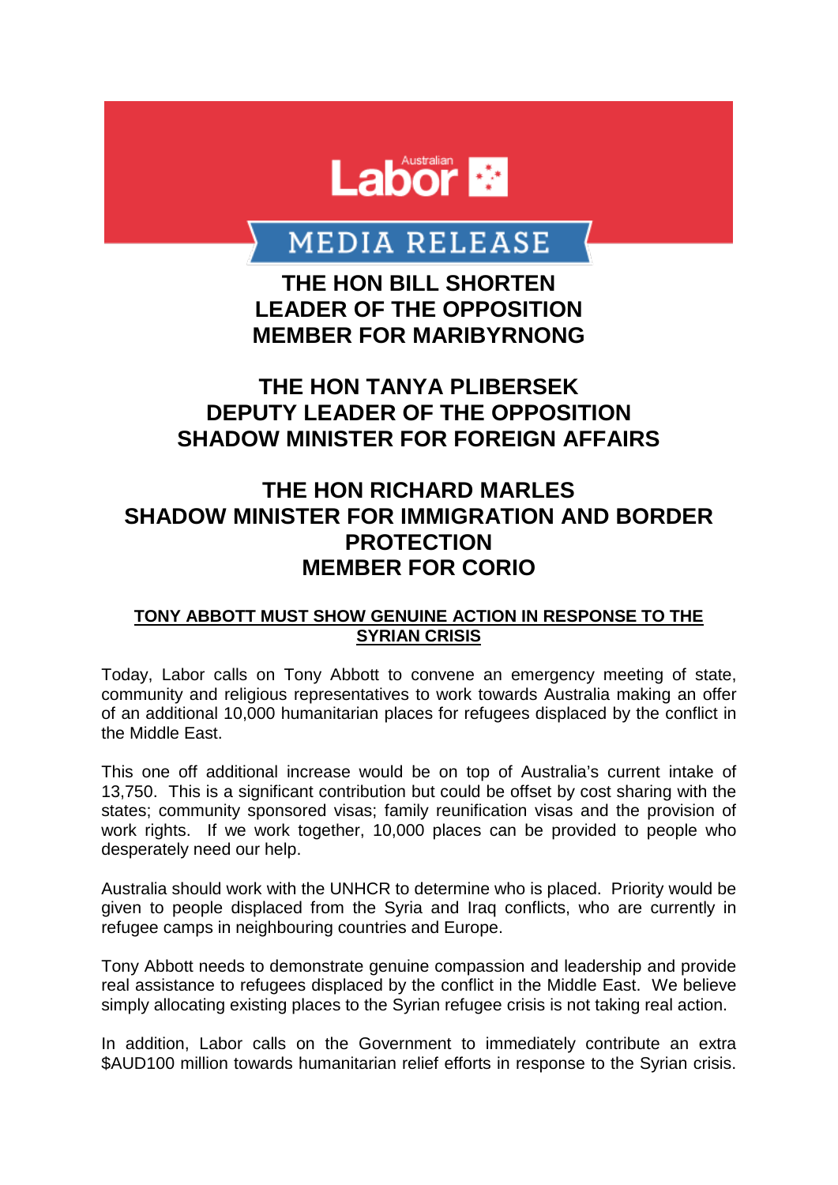Australian Labor

MEDIA RELEASE

**THE HON BILL SHORTEN**
**LEADER OF THE OPPOSITION**
**MEMBER FOR MARIBYRNONG**

**THE HON TANYA PLIBERSEK**
**DEPUTY LEADER OF THE OPPOSITION**
**SHADOW MINISTER FOR FOREIGN AFFAIRS**

**THE HON RICHARD MARLES**
**SHADOW MINISTER FOR IMMIGRATION AND BORDER PROTECTION**
**MEMBER FOR CORIO**

## TONY ABBOTT MUST SHOW GENUINE ACTION IN RESPONSE TO THE SYRIAN CRISIS

Today, Labor calls on Tony Abbott to convene an emergency meeting of state, community and religious representatives to work towards Australia making an offer of an additional 10,000 humanitarian places for refugees displaced by the conflict in the Middle East.

This one off additional increase would be on top of Australia's current intake of 13,750. This is a significant contribution but could be offset by cost sharing with the states; community sponsored visas; family reunification visas and the provision of work rights. If we work together, 10,000 places can be provided to people who desperately need our help.

Australia should work with the UNHCR to determine who is placed. Priority would be given to people displaced from the Syria and Iraq conflicts, who are currently in refugee camps in neighbouring countries and Europe.

Tony Abbott needs to demonstrate genuine compassion and leadership and provide real assistance to refugees displaced by the conflict in the Middle East. We believe simply allocating existing places to the Syrian refugee crisis is not taking real action.

In addition, Labor calls on the Government to immediately contribute an extra $AUD100 million towards humanitarian relief efforts in response to the Syrian crisis.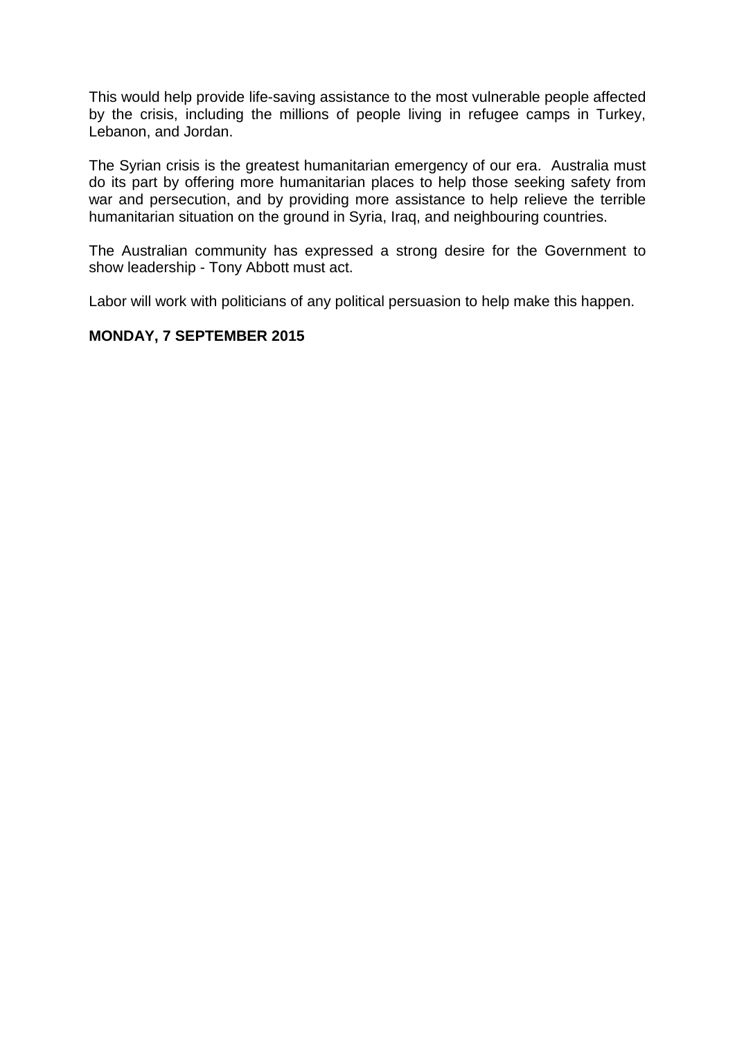This would help provide life-saving assistance to the most vulnerable people affected by the crisis, including the millions of people living in refugee camps in Turkey, Lebanon, and Jordan.

The Syrian crisis is the greatest humanitarian emergency of our era. Australia must do its part by offering more humanitarian places to help those seeking safety from war and persecution, and by providing more assistance to help relieve the terrible humanitarian situation on the ground in Syria, Iraq, and neighbouring countries.

The Australian community has expressed a strong desire for the Government to show leadership - Tony Abbott must act.

Labor will work with politicians of any political persuasion to help make this happen.

**MONDAY, 7 SEPTEMBER 2015**